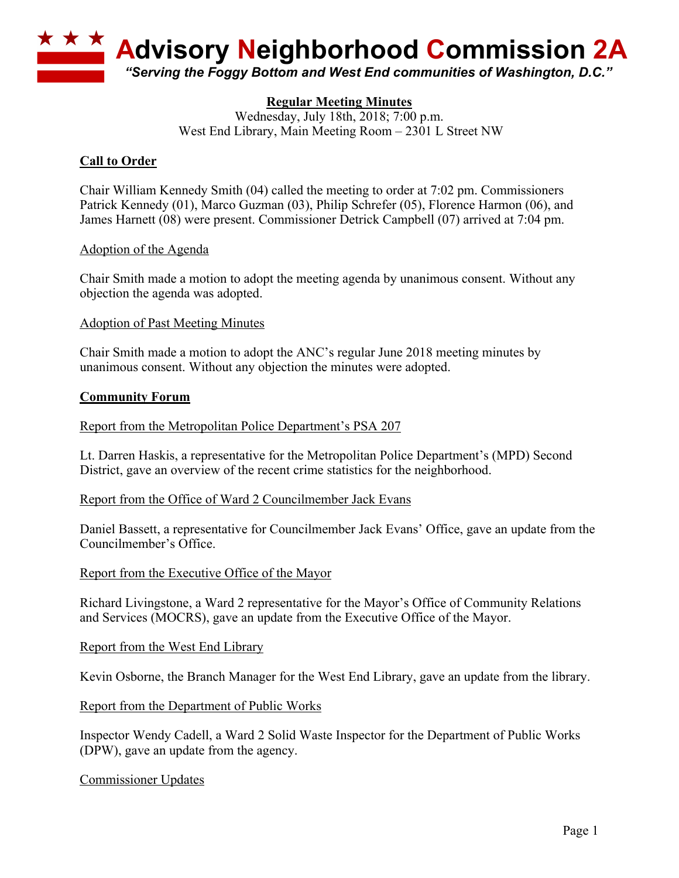# Advisory Neighborhood Commission 2A

*"Serving the Foggy Bottom and West End communities of Washington, D.C."*

**Regular Meeting Minutes**

Wednesday, July 18th, 2018; 7:00 p.m.
West End Library, Main Meeting Room – 2301 L Street NW

## Call to Order

Chair William Kennedy Smith (04) called the meeting to order at 7:02 pm. Commissioners Patrick Kennedy (01), Marco Guzman (03), Philip Schrefer (05), Florence Harmon (06), and James Harnett (08) were present. Commissioner Detrick Campbell (07) arrived at 7:04 pm.

### Adoption of the Agenda

Chair Smith made a motion to adopt the meeting agenda by unanimous consent. Without any objection the agenda was adopted.

### Adoption of Past Meeting Minutes

Chair Smith made a motion to adopt the ANC's regular June 2018 meeting minutes by unanimous consent. Without any objection the minutes were adopted.

## Community Forum

### Report from the Metropolitan Police Department's PSA 207

Lt. Darren Haskis, a representative for the Metropolitan Police Department's (MPD) Second District, gave an overview of the recent crime statistics for the neighborhood.

### Report from the Office of Ward 2 Councilmember Jack Evans

Daniel Bassett, a representative for Councilmember Jack Evans' Office, gave an update from the Councilmember's Office.

### Report from the Executive Office of the Mayor

Richard Livingstone, a Ward 2 representative for the Mayor's Office of Community Relations and Services (MOCRS), gave an update from the Executive Office of the Mayor.

### Report from the West End Library

Kevin Osborne, the Branch Manager for the West End Library, gave an update from the library.

### Report from the Department of Public Works

Inspector Wendy Cadell, a Ward 2 Solid Waste Inspector for the Department of Public Works (DPW), gave an update from the agency.

### Commissioner Updates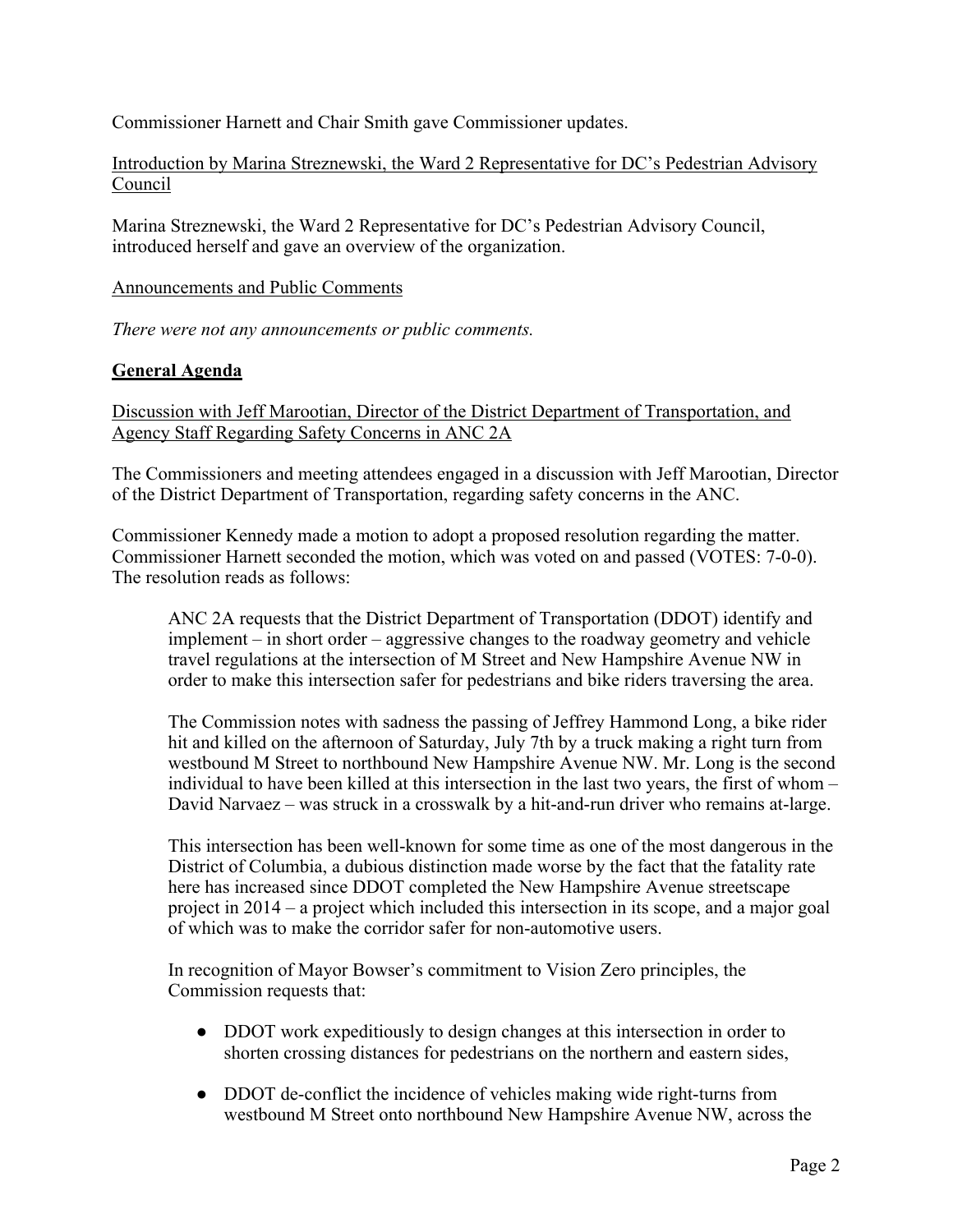Commissioner Harnett and Chair Smith gave Commissioner updates.

Introduction by Marina Streznewski, the Ward 2 Representative for DC's Pedestrian Advisory Council

Marina Streznewski, the Ward 2 Representative for DC's Pedestrian Advisory Council, introduced herself and gave an overview of the organization.

Announcements and Public Comments

*There were not any announcements or public comments.*

## General Agenda

Discussion with Jeff Marootian, Director of the District Department of Transportation, and Agency Staff Regarding Safety Concerns in ANC 2A

The Commissioners and meeting attendees engaged in a discussion with Jeff Marootian, Director of the District Department of Transportation, regarding safety concerns in the ANC.

Commissioner Kennedy made a motion to adopt a proposed resolution regarding the matter. Commissioner Harnett seconded the motion, which was voted on and passed (VOTES: 7-0-0). The resolution reads as follows:

> ANC 2A requests that the District Department of Transportation (DDOT) identify and implement – in short order – aggressive changes to the roadway geometry and vehicle travel regulations at the intersection of M Street and New Hampshire Avenue NW in order to make this intersection safer for pedestrians and bike riders traversing the area.
>
> The Commission notes with sadness the passing of Jeffrey Hammond Long, a bike rider hit and killed on the afternoon of Saturday, July 7th by a truck making a right turn from westbound M Street to northbound New Hampshire Avenue NW. Mr. Long is the second individual to have been killed at this intersection in the last two years, the first of whom – David Narvaez – was struck in a crosswalk by a hit-and-run driver who remains at-large.
>
> This intersection has been well-known for some time as one of the most dangerous in the District of Columbia, a dubious distinction made worse by the fact that the fatality rate here has increased since DDOT completed the New Hampshire Avenue streetscape project in 2014 – a project which included this intersection in its scope, and a major goal of which was to make the corridor safer for non-automotive users.
>
> In recognition of Mayor Bowser's commitment to Vision Zero principles, the Commission requests that:
>
> - DDOT work expeditiously to design changes at this intersection in order to shorten crossing distances for pedestrians on the northern and eastern sides,
> - DDOT de-conflict the incidence of vehicles making wide right-turns from westbound M Street onto northbound New Hampshire Avenue NW, across the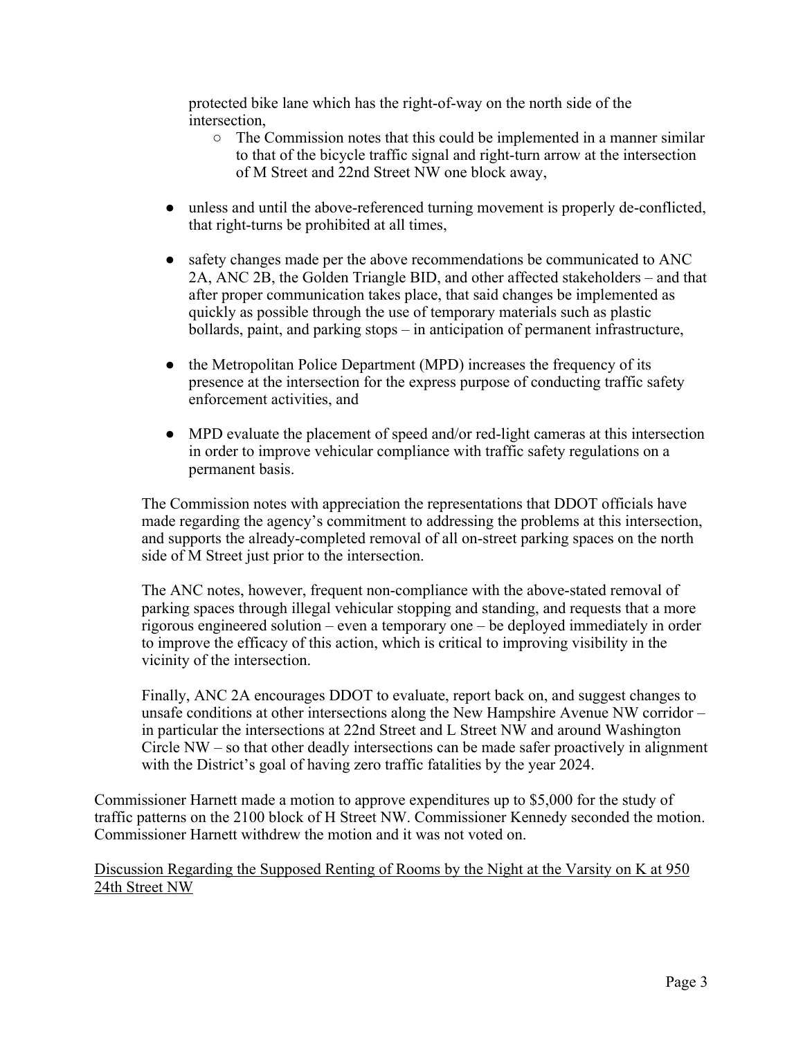protected bike lane which has the right-of-way on the north side of the intersection,

  - The Commission notes that this could be implemented in a manner similar to that of the bicycle traffic signal and right-turn arrow at the intersection of M Street and 22nd Street NW one block away,

- unless and until the above-referenced turning movement is properly de-conflicted, that right-turns be prohibited at all times,

- safety changes made per the above recommendations be communicated to ANC 2A, ANC 2B, the Golden Triangle BID, and other affected stakeholders – and that after proper communication takes place, that said changes be implemented as quickly as possible through the use of temporary materials such as plastic bollards, paint, and parking stops – in anticipation of permanent infrastructure,

- the Metropolitan Police Department (MPD) increases the frequency of its presence at the intersection for the express purpose of conducting traffic safety enforcement activities, and

- MPD evaluate the placement of speed and/or red-light cameras at this intersection in order to improve vehicular compliance with traffic safety regulations on a permanent basis.

The Commission notes with appreciation the representations that DDOT officials have made regarding the agency's commitment to addressing the problems at this intersection, and supports the already-completed removal of all on-street parking spaces on the north side of M Street just prior to the intersection.

The ANC notes, however, frequent non-compliance with the above-stated removal of parking spaces through illegal vehicular stopping and standing, and requests that a more rigorous engineered solution – even a temporary one – be deployed immediately in order to improve the efficacy of this action, which is critical to improving visibility in the vicinity of the intersection.

Finally, ANC 2A encourages DDOT to evaluate, report back on, and suggest changes to unsafe conditions at other intersections along the New Hampshire Avenue NW corridor – in particular the intersections at 22nd Street and L Street NW and around Washington Circle NW – so that other deadly intersections can be made safer proactively in alignment with the District's goal of having zero traffic fatalities by the year 2024.

Commissioner Harnett made a motion to approve expenditures up to $5,000 for the study of traffic patterns on the 2100 block of H Street NW. Commissioner Kennedy seconded the motion. Commissioner Harnett withdrew the motion and it was not voted on.

<u>Discussion Regarding the Supposed Renting of Rooms by the Night at the Varsity on K at 950 24th Street NW</u>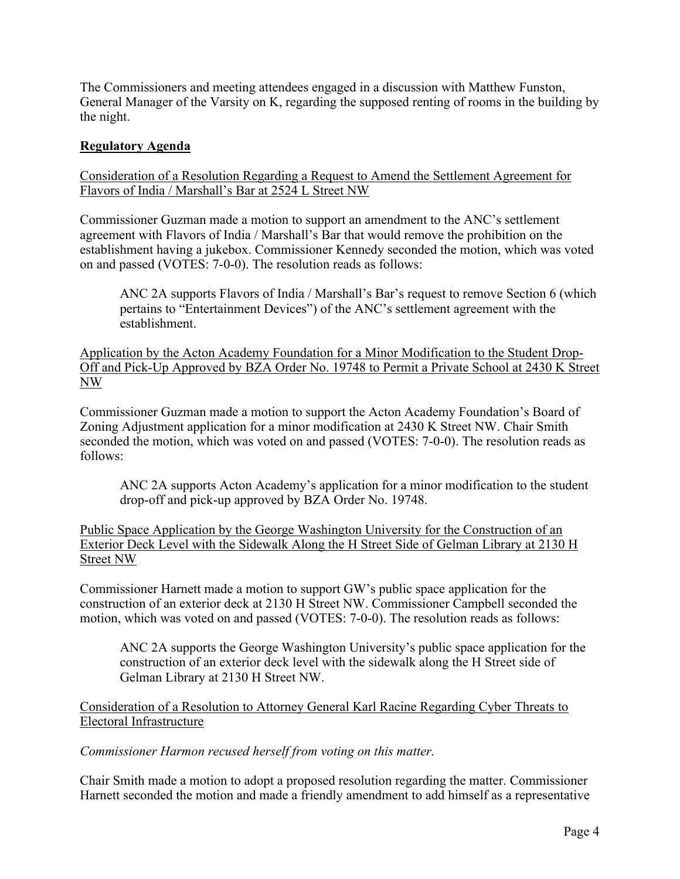The Commissioners and meeting attendees engaged in a discussion with Matthew Funston, General Manager of the Varsity on K, regarding the supposed renting of rooms in the building by the night.

## Regulatory Agenda

Consideration of a Resolution Regarding a Request to Amend the Settlement Agreement for Flavors of India / Marshall's Bar at 2524 L Street NW

Commissioner Guzman made a motion to support an amendment to the ANC's settlement agreement with Flavors of India / Marshall's Bar that would remove the prohibition on the establishment having a jukebox. Commissioner Kennedy seconded the motion, which was voted on and passed (VOTES: 7-0-0). The resolution reads as follows:

> ANC 2A supports Flavors of India / Marshall's Bar's request to remove Section 6 (which pertains to "Entertainment Devices") of the ANC's settlement agreement with the establishment.

Application by the Acton Academy Foundation for a Minor Modification to the Student Drop-Off and Pick-Up Approved by BZA Order No. 19748 to Permit a Private School at 2430 K Street NW

Commissioner Guzman made a motion to support the Acton Academy Foundation's Board of Zoning Adjustment application for a minor modification at 2430 K Street NW. Chair Smith seconded the motion, which was voted on and passed (VOTES: 7-0-0). The resolution reads as follows:

> ANC 2A supports Acton Academy's application for a minor modification to the student drop-off and pick-up approved by BZA Order No. 19748.

Public Space Application by the George Washington University for the Construction of an Exterior Deck Level with the Sidewalk Along the H Street Side of Gelman Library at 2130 H Street NW

Commissioner Harnett made a motion to support GW's public space application for the construction of an exterior deck at 2130 H Street NW. Commissioner Campbell seconded the motion, which was voted on and passed (VOTES: 7-0-0). The resolution reads as follows:

> ANC 2A supports the George Washington University's public space application for the construction of an exterior deck level with the sidewalk along the H Street side of Gelman Library at 2130 H Street NW.

Consideration of a Resolution to Attorney General Karl Racine Regarding Cyber Threats to Electoral Infrastructure

*Commissioner Harmon recused herself from voting on this matter.*

Chair Smith made a motion to adopt a proposed resolution regarding the matter. Commissioner Harnett seconded the motion and made a friendly amendment to add himself as a representative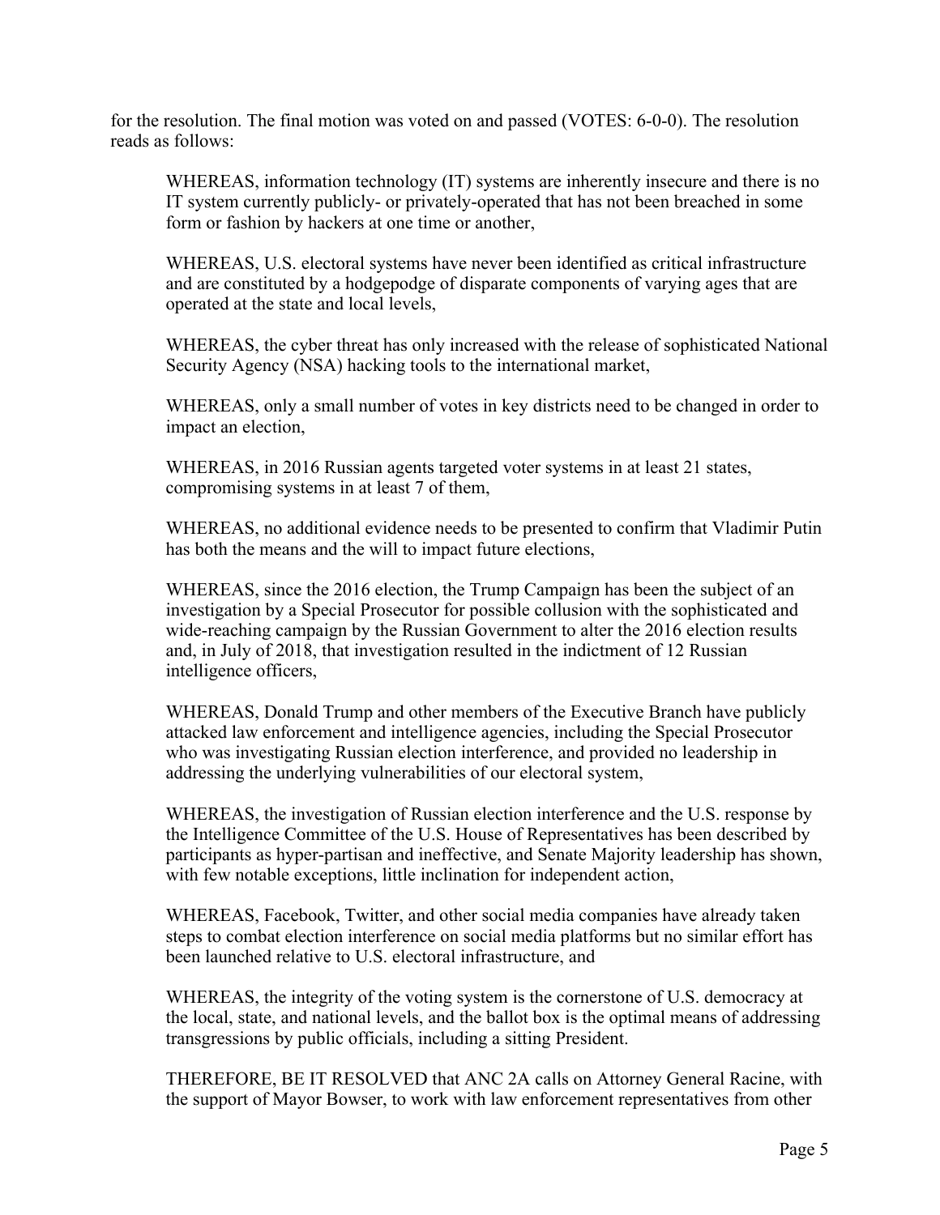for the resolution. The final motion was voted on and passed (VOTES: 6-0-0). The resolution reads as follows:

> WHEREAS, information technology (IT) systems are inherently insecure and there is no IT system currently publicly- or privately-operated that has not been breached in some form or fashion by hackers at one time or another,
>
> WHEREAS, U.S. electoral systems have never been identified as critical infrastructure and are constituted by a hodgepodge of disparate components of varying ages that are operated at the state and local levels,
>
> WHEREAS, the cyber threat has only increased with the release of sophisticated National Security Agency (NSA) hacking tools to the international market,
>
> WHEREAS, only a small number of votes in key districts need to be changed in order to impact an election,
>
> WHEREAS, in 2016 Russian agents targeted voter systems in at least 21 states, compromising systems in at least 7 of them,
>
> WHEREAS, no additional evidence needs to be presented to confirm that Vladimir Putin has both the means and the will to impact future elections,
>
> WHEREAS, since the 2016 election, the Trump Campaign has been the subject of an investigation by a Special Prosecutor for possible collusion with the sophisticated and wide-reaching campaign by the Russian Government to alter the 2016 election results and, in July of 2018, that investigation resulted in the indictment of 12 Russian intelligence officers,
>
> WHEREAS, Donald Trump and other members of the Executive Branch have publicly attacked law enforcement and intelligence agencies, including the Special Prosecutor who was investigating Russian election interference, and provided no leadership in addressing the underlying vulnerabilities of our electoral system,
>
> WHEREAS, the investigation of Russian election interference and the U.S. response by the Intelligence Committee of the U.S. House of Representatives has been described by participants as hyper-partisan and ineffective, and Senate Majority leadership has shown, with few notable exceptions, little inclination for independent action,
>
> WHEREAS, Facebook, Twitter, and other social media companies have already taken steps to combat election interference on social media platforms but no similar effort has been launched relative to U.S. electoral infrastructure, and
>
> WHEREAS, the integrity of the voting system is the cornerstone of U.S. democracy at the local, state, and national levels, and the ballot box is the optimal means of addressing transgressions by public officials, including a sitting President.
>
> THEREFORE, BE IT RESOLVED that ANC 2A calls on Attorney General Racine, with the support of Mayor Bowser, to work with law enforcement representatives from other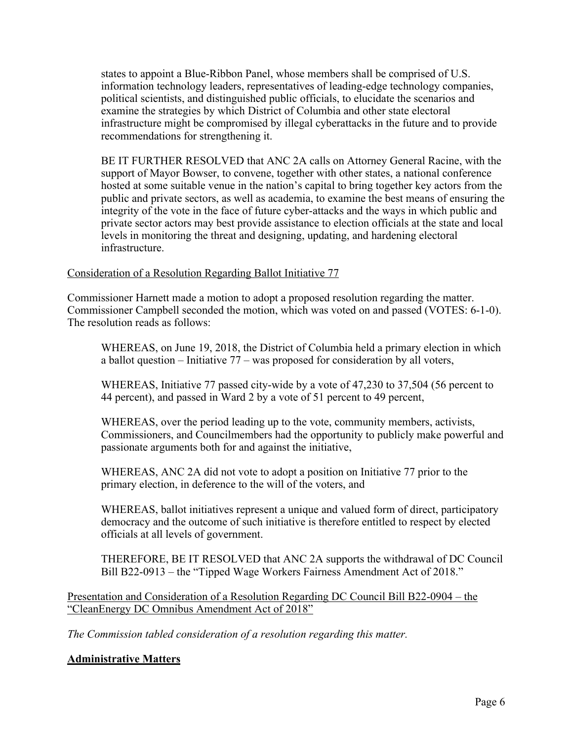states to appoint a Blue-Ribbon Panel, whose members shall be comprised of U.S. information technology leaders, representatives of leading-edge technology companies, political scientists, and distinguished public officials, to elucidate the scenarios and examine the strategies by which District of Columbia and other state electoral infrastructure might be compromised by illegal cyberattacks in the future and to provide recommendations for strengthening it.

> BE IT FURTHER RESOLVED that ANC 2A calls on Attorney General Racine, with the support of Mayor Bowser, to convene, together with other states, a national conference hosted at some suitable venue in the nation's capital to bring together key actors from the public and private sectors, as well as academia, to examine the best means of ensuring the integrity of the vote in the face of future cyber-attacks and the ways in which public and private sector actors may best provide assistance to election officials at the state and local levels in monitoring the threat and designing, updating, and hardening electoral infrastructure.

<u>Consideration of a Resolution Regarding Ballot Initiative 77</u>

Commissioner Harnett made a motion to adopt a proposed resolution regarding the matter. Commissioner Campbell seconded the motion, which was voted on and passed (VOTES: 6-1-0). The resolution reads as follows:

> WHEREAS, on June 19, 2018, the District of Columbia held a primary election in which a ballot question – Initiative 77 – was proposed for consideration by all voters,
>
> WHEREAS, Initiative 77 passed city-wide by a vote of 47,230 to 37,504 (56 percent to 44 percent), and passed in Ward 2 by a vote of 51 percent to 49 percent,
>
> WHEREAS, over the period leading up to the vote, community members, activists, Commissioners, and Councilmembers had the opportunity to publicly make powerful and passionate arguments both for and against the initiative,
>
> WHEREAS, ANC 2A did not vote to adopt a position on Initiative 77 prior to the primary election, in deference to the will of the voters, and
>
> WHEREAS, ballot initiatives represent a unique and valued form of direct, participatory democracy and the outcome of such initiative is therefore entitled to respect by elected officials at all levels of government.
>
> THEREFORE, BE IT RESOLVED that ANC 2A supports the withdrawal of DC Council Bill B22-0913 – the "Tipped Wage Workers Fairness Amendment Act of 2018."

<u>Presentation and Consideration of a Resolution Regarding DC Council Bill B22-0904 – the "CleanEnergy DC Omnibus Amendment Act of 2018"</u>

*The Commission tabled consideration of a resolution regarding this matter.*

**<u>Administrative Matters</u>**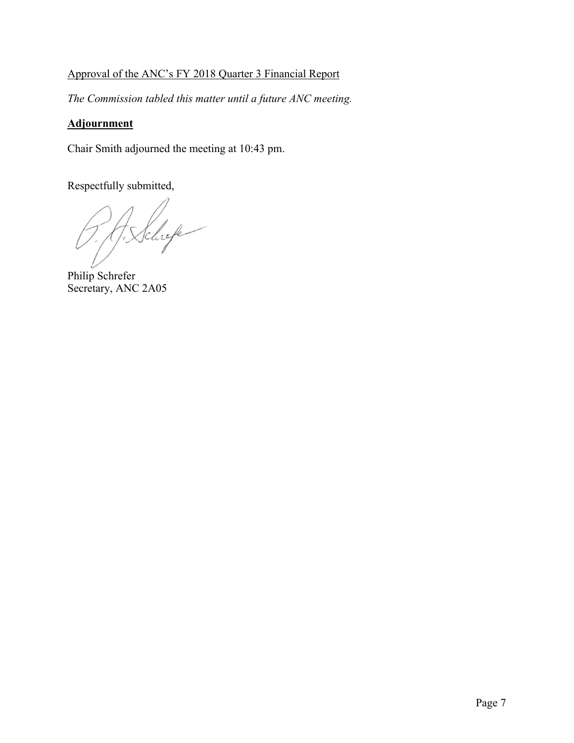Approval of the ANC's FY 2018 Quarter 3 Financial Report

*The Commission tabled this matter until a future ANC meeting.*

## Adjournment

Chair Smith adjourned the meeting at 10:43 pm.

Respectfully submitted,

Philip Schrefer
Secretary, ANC 2A05